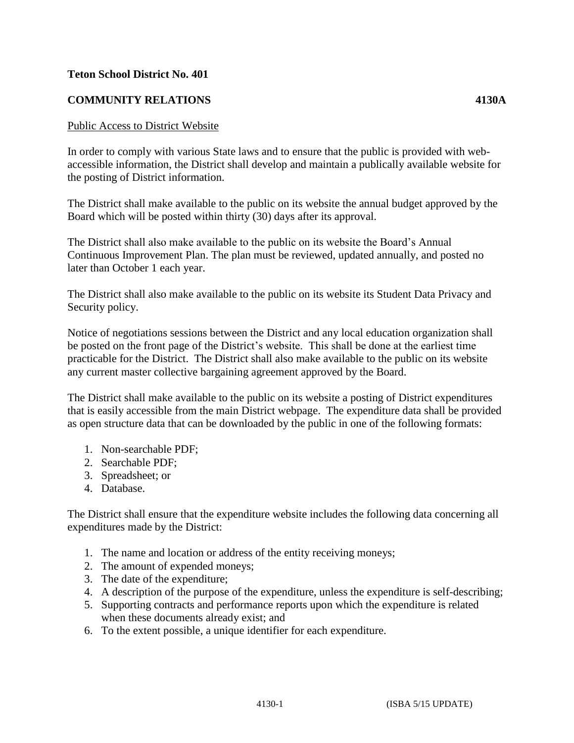**Teton School District No. 401**

**COMMUNITY RELATIONS** **4130A**

Public Access to District Website

In order to comply with various State laws and to ensure that the public is provided with web-accessible information, the District shall develop and maintain a publically available website for the posting of District information.

The District shall make available to the public on its website the annual budget approved by the Board which will be posted within thirty (30) days after its approval.

The District shall also make available to the public on its website the Board's Annual Continuous Improvement Plan. The plan must be reviewed, updated annually, and posted no later than October 1 each year.

The District shall also make available to the public on its website its Student Data Privacy and Security policy.

Notice of negotiations sessions between the District and any local education organization shall be posted on the front page of the District's website. This shall be done at the earliest time practicable for the District. The District shall also make available to the public on its website any current master collective bargaining agreement approved by the Board.

The District shall make available to the public on its website a posting of District expenditures that is easily accessible from the main District webpage. The expenditure data shall be provided as open structure data that can be downloaded by the public in one of the following formats:

1. Non-searchable PDF;
2. Searchable PDF;
3. Spreadsheet; or
4. Database.

The District shall ensure that the expenditure website includes the following data concerning all expenditures made by the District:

1. The name and location or address of the entity receiving moneys;
2. The amount of expended moneys;
3. The date of the expenditure;
4. A description of the purpose of the expenditure, unless the expenditure is self-describing;
5. Supporting contracts and performance reports upon which the expenditure is related when these documents already exist; and
6. To the extent possible, a unique identifier for each expenditure.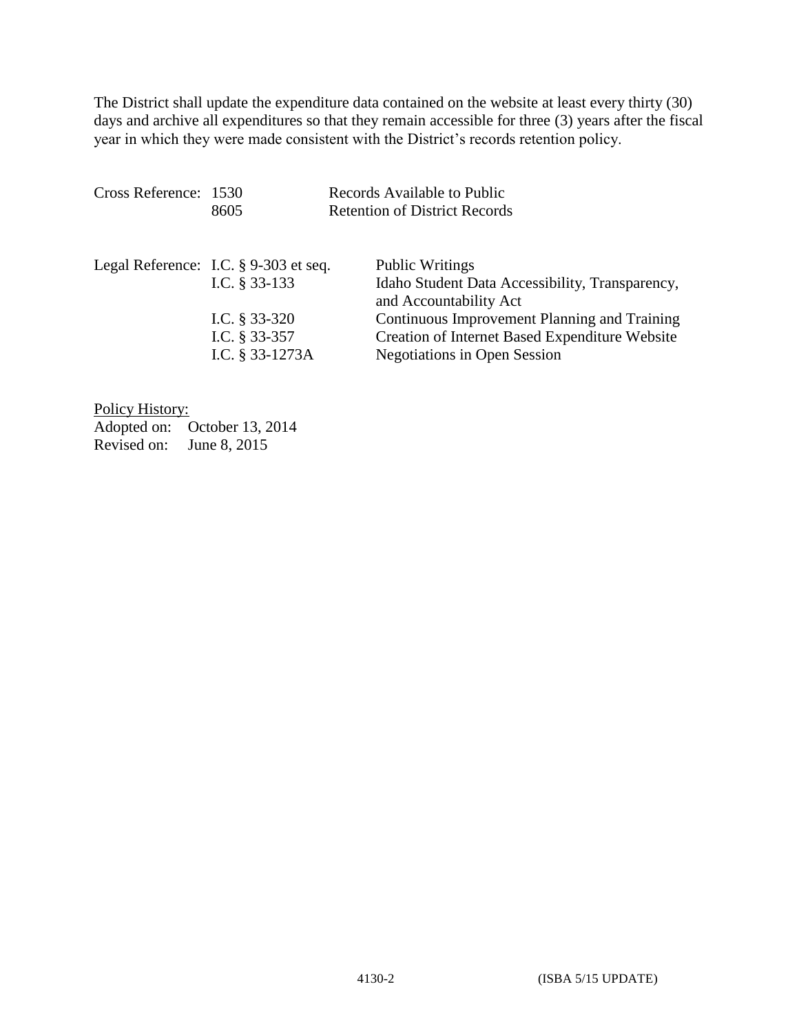The District shall update the expenditure data contained on the website at least every thirty (30) days and archive all expenditures so that they remain accessible for three (3) years after the fiscal year in which they were made consistent with the District's records retention policy.

| | | |
|---|---|---|
| Cross Reference: | 1530 | Records Available to Public |
| | 8605 | Retention of District Records |

| | | |
|---|---|---|
| Legal Reference: | I.C. § 9-303 et seq. | Public Writings |
| | I.C. § 33-133 | Idaho Student Data Accessibility, Transparency, and Accountability Act |
| | I.C. § 33-320 | Continuous Improvement Planning and Training |
| | I.C. § 33-357 | Creation of Internet Based Expenditure Website |
| | I.C. § 33-1273A | Negotiations in Open Session |

Policy History:
Adopted on: October 13, 2014
Revised on: June 8, 2015

4130-2 (ISBA 5/15 UPDATE)